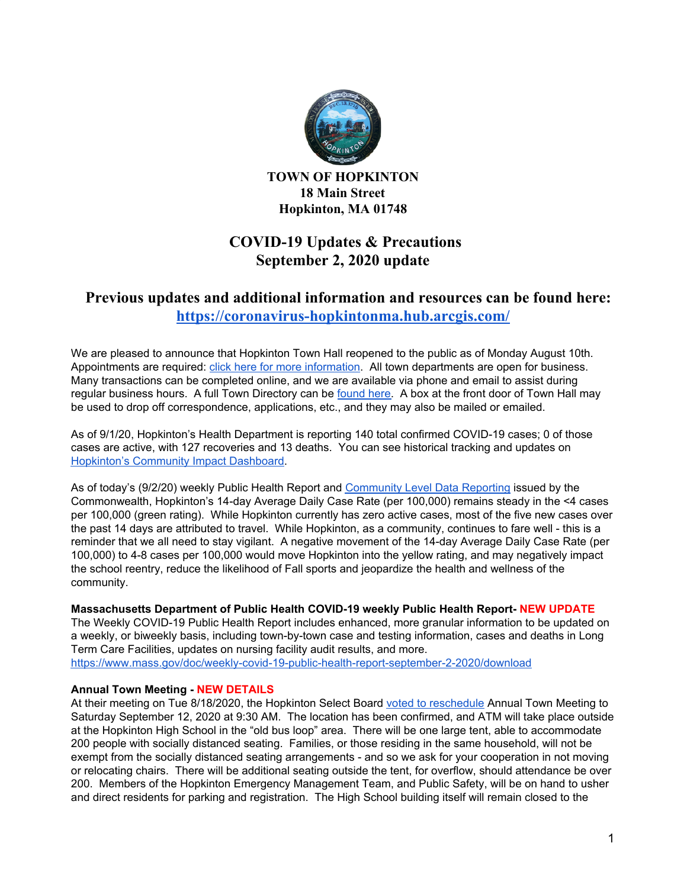**TOWN OF HOPKINTON**
**18 Main Street**
**Hopkinton, MA 01748**

# COVID-19 Updates & Precautions
# September 2, 2020 update

## Previous updates and additional information and resources can be found here: https://coronavirus-hopkintonma.hub.arcgis.com/

We are pleased to announce that Hopkinton Town Hall reopened to the public as of Monday August 10th. Appointments are required: click here for more information. All town departments are open for business. Many transactions can be completed online, and we are available via phone and email to assist during regular business hours. A full Town Directory can be found here. A box at the front door of Town Hall may be used to drop off correspondence, applications, etc., and they may also be mailed or emailed.

As of 9/1/20, Hopkinton's Health Department is reporting 140 total confirmed COVID-19 cases; 0 of those cases are active, with 127 recoveries and 13 deaths. You can see historical tracking and updates on Hopkinton's Community Impact Dashboard.

As of today's (9/2/20) weekly Public Health Report and Community Level Data Reporting issued by the Commonwealth, Hopkinton's 14-day Average Daily Case Rate (per 100,000) remains steady in the <4 cases per 100,000 (green rating). While Hopkinton currently has zero active cases, most of the five new cases over the past 14 days are attributed to travel. While Hopkinton, as a community, continues to fare well - this is a reminder that we all need to stay vigilant. A negative movement of the 14-day Average Daily Case Rate (per 100,000) to 4-8 cases per 100,000 would move Hopkinton into the yellow rating, and may negatively impact the school reentry, reduce the likelihood of Fall sports and jeopardize the health and wellness of the community.

**Massachusetts Department of Public Health COVID-19 weekly Public Health Report- NEW UPDATE**
The Weekly COVID-19 Public Health Report includes enhanced, more granular information to be updated on a weekly, or biweekly basis, including town-by-town case and testing information, cases and deaths in Long Term Care Facilities, updates on nursing facility audit results, and more.
https://www.mass.gov/doc/weekly-covid-19-public-health-report-september-2-2020/download

**Annual Town Meeting - NEW DETAILS**
At their meeting on Tue 8/18/2020, the Hopkinton Select Board voted to reschedule Annual Town Meeting to Saturday September 12, 2020 at 9:30 AM. The location has been confirmed, and ATM will take place outside at the Hopkinton High School in the "old bus loop" area. There will be one large tent, able to accommodate 200 people with socially distanced seating. Families, or those residing in the same household, will not be exempt from the socially distanced seating arrangements - and so we ask for your cooperation in not moving or relocating chairs. There will be additional seating outside the tent, for overflow, should attendance be over 200. Members of the Hopkinton Emergency Management Team, and Public Safety, will be on hand to usher and direct residents for parking and registration. The High School building itself will remain closed to the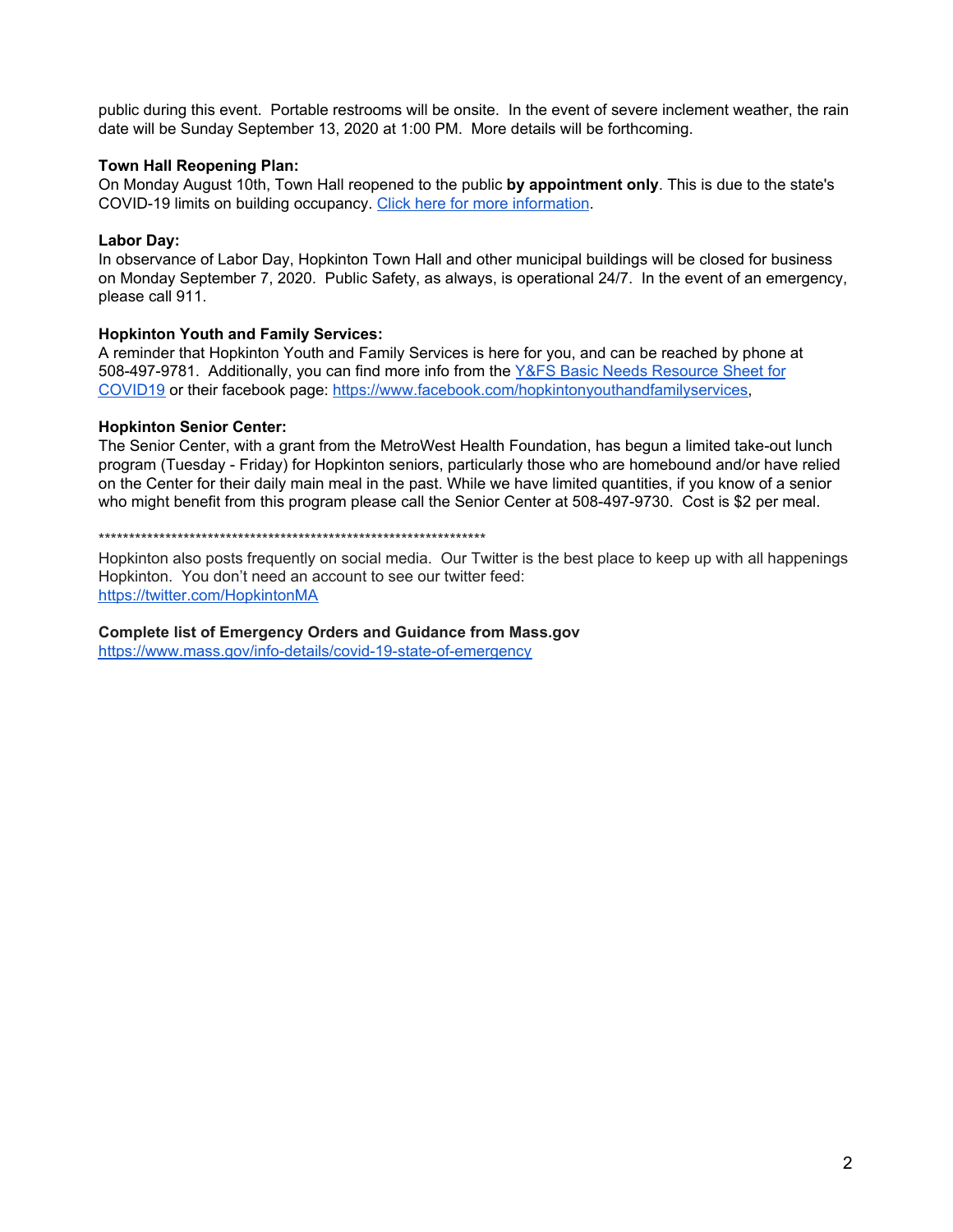public during this event. Portable restrooms will be onsite. In the event of severe inclement weather, the rain date will be Sunday September 13, 2020 at 1:00 PM. More details will be forthcoming.

**Town Hall Reopening Plan:**
On Monday August 10th, Town Hall reopened to the public **by appointment only**. This is due to the state's COVID-19 limits on building occupancy. [Click here for more information](#).

**Labor Day:**
In observance of Labor Day, Hopkinton Town Hall and other municipal buildings will be closed for business on Monday September 7, 2020. Public Safety, as always, is operational 24/7. In the event of an emergency, please call 911.

**Hopkinton Youth and Family Services:**
A reminder that Hopkinton Youth and Family Services is here for you, and can be reached by phone at 508-497-9781. Additionally, you can find more info from the [Y&FS Basic Needs Resource Sheet for COVID19](#) or their facebook page: https://www.facebook.com/hopkintonyouthandfamilyservices,

**Hopkinton Senior Center:**
The Senior Center, with a grant from the MetroWest Health Foundation, has begun a limited take-out lunch program (Tuesday - Friday) for Hopkinton seniors, particularly those who are homebound and/or have relied on the Center for their daily main meal in the past. While we have limited quantities, if you know of a senior who might benefit from this program please call the Senior Center at 508-497-9730. Cost is $2 per meal.

*****************************************************************

Hopkinton also posts frequently on social media. Our Twitter is the best place to keep up with all happenings Hopkinton. You don't need an account to see our twitter feed:
https://twitter.com/HopkintonMA

**Complete list of Emergency Orders and Guidance from Mass.gov**
https://www.mass.gov/info-details/covid-19-state-of-emergency